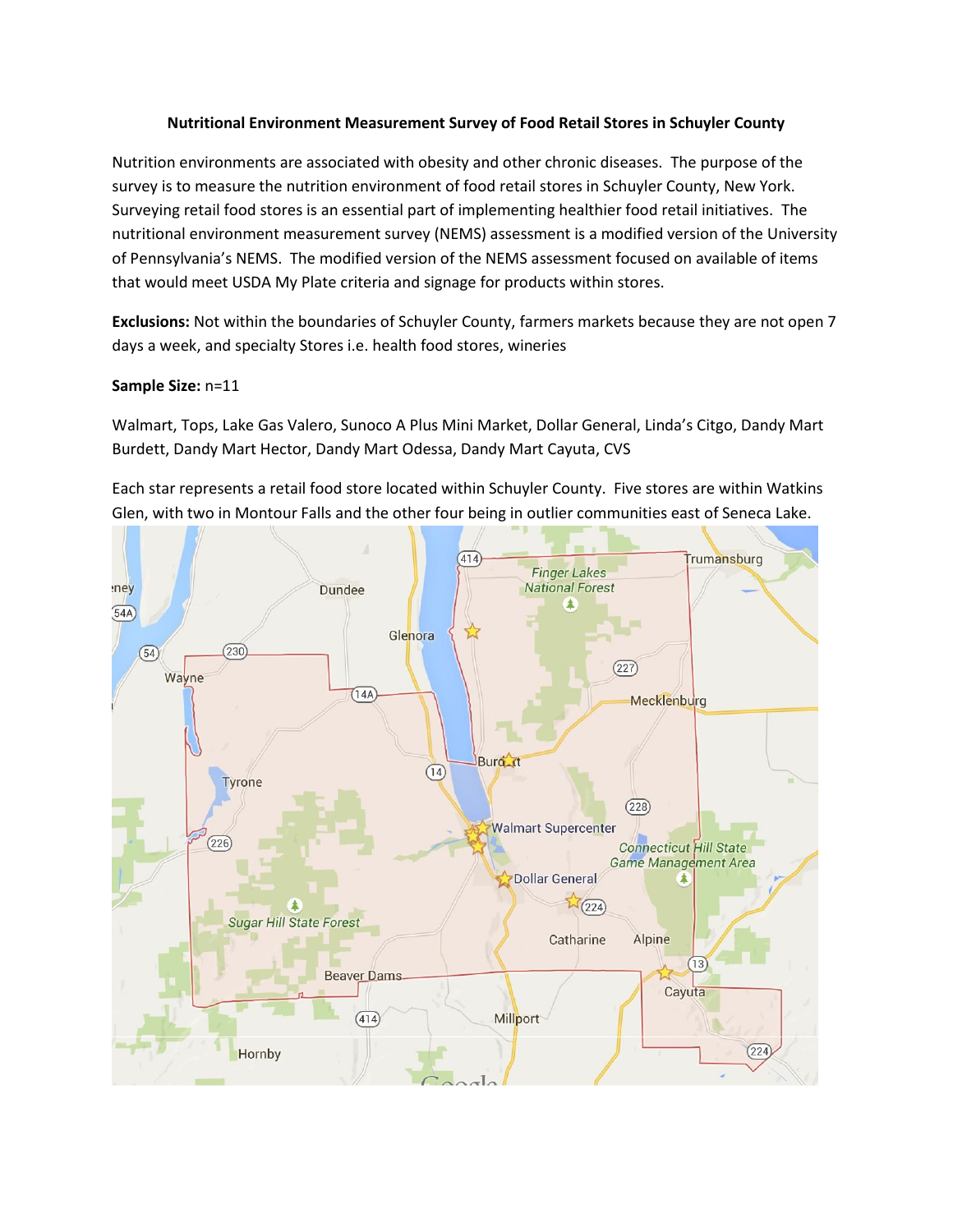**Nutritional Environment Measurement Survey of Food Retail Stores in Schuyler County**

Nutrition environments are associated with obesity and other chronic diseases. The purpose of the survey is to measure the nutrition environment of food retail stores in Schuyler County, New York. Surveying retail food stores is an essential part of implementing healthier food retail initiatives. The nutritional environment measurement survey (NEMS) assessment is a modified version of the University of Pennsylvania's NEMS. The modified version of the NEMS assessment focused on available of items that would meet USDA My Plate criteria and signage for products within stores.

**Exclusions:** Not within the boundaries of Schuyler County, farmers markets because they are not open 7 days a week, and specialty Stores i.e. health food stores, wineries

**Sample Size:** n=11

Walmart, Tops, Lake Gas Valero, Sunoco A Plus Mini Market, Dollar General, Linda's Citgo, Dandy Mart Burdett, Dandy Mart Hector, Dandy Mart Odessa, Dandy Mart Cayuta, CVS

Each star represents a retail food store located within Schuyler County. Five stores are within Watkins Glen, with two in Montour Falls and the other four being in outlier communities east of Seneca Lake.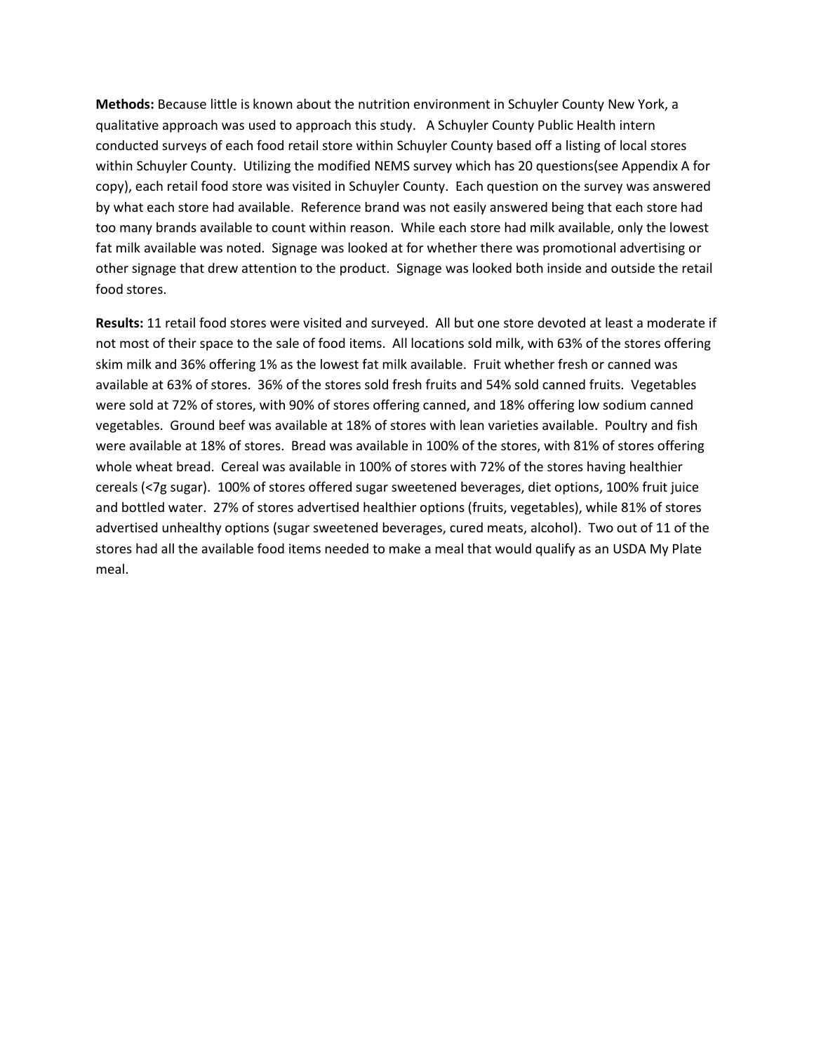**Methods:** Because little is known about the nutrition environment in Schuyler County New York, a qualitative approach was used to approach this study. A Schuyler County Public Health intern conducted surveys of each food retail store within Schuyler County based off a listing of local stores within Schuyler County. Utilizing the modified NEMS survey which has 20 questions(see Appendix A for copy), each retail food store was visited in Schuyler County. Each question on the survey was answered by what each store had available. Reference brand was not easily answered being that each store had too many brands available to count within reason. While each store had milk available, only the lowest fat milk available was noted. Signage was looked at for whether there was promotional advertising or other signage that drew attention to the product. Signage was looked both inside and outside the retail food stores.

**Results:** 11 retail food stores were visited and surveyed. All but one store devoted at least a moderate if not most of their space to the sale of food items. All locations sold milk, with 63% of the stores offering skim milk and 36% offering 1% as the lowest fat milk available. Fruit whether fresh or canned was available at 63% of stores. 36% of the stores sold fresh fruits and 54% sold canned fruits. Vegetables were sold at 72% of stores, with 90% of stores offering canned, and 18% offering low sodium canned vegetables. Ground beef was available at 18% of stores with lean varieties available. Poultry and fish were available at 18% of stores. Bread was available in 100% of the stores, with 81% of stores offering whole wheat bread. Cereal was available in 100% of stores with 72% of the stores having healthier cereals (<7g sugar). 100% of stores offered sugar sweetened beverages, diet options, 100% fruit juice and bottled water. 27% of stores advertised healthier options (fruits, vegetables), while 81% of stores advertised unhealthy options (sugar sweetened beverages, cured meats, alcohol). Two out of 11 of the stores had all the available food items needed to make a meal that would qualify as an USDA My Plate meal.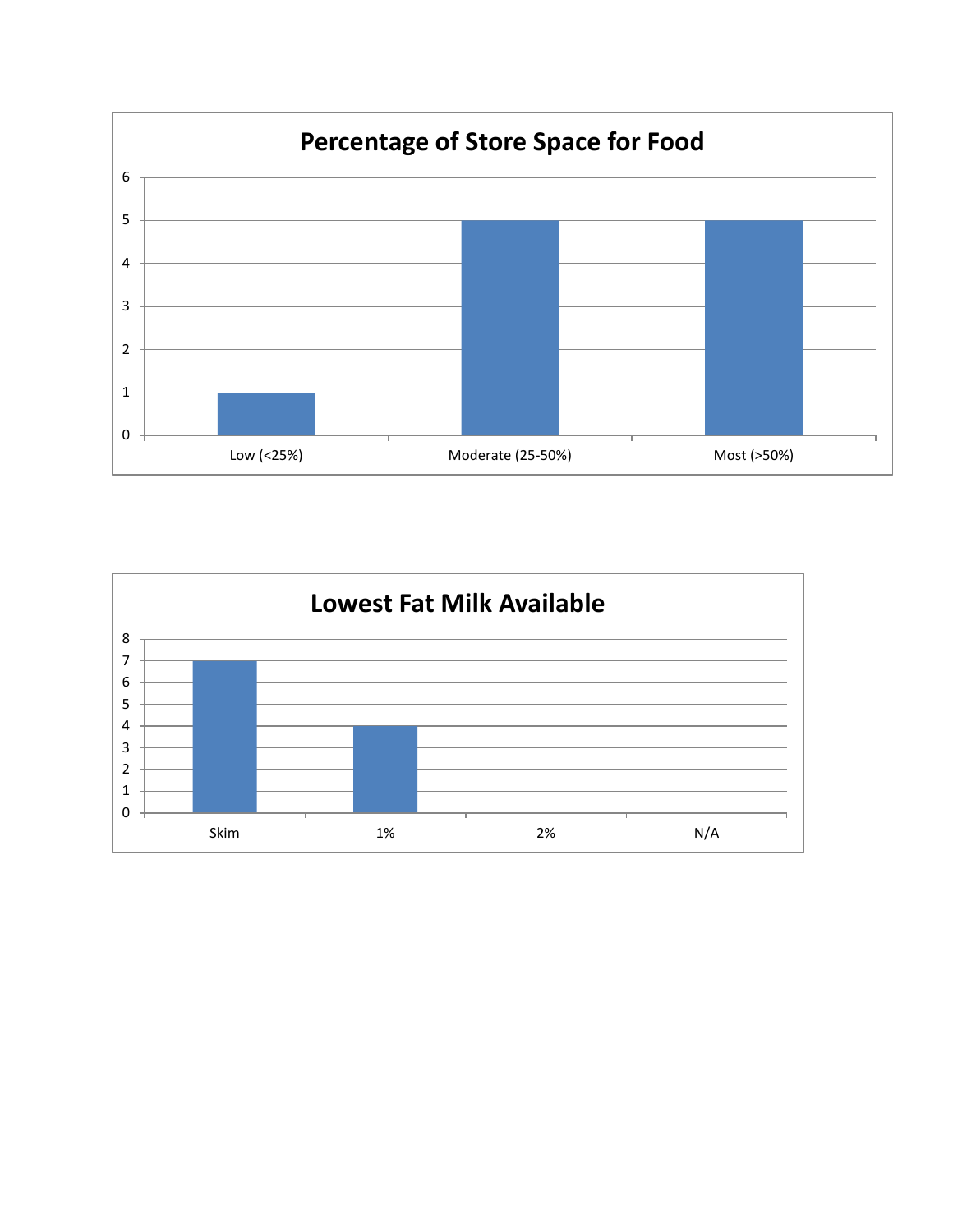## Percentage of Store Space for Food

| Category | Count |
|---|---|
| Low (<25%) | 1 |
| Moderate (25-50%) | 5 |
| Most (>50%) | 5 |

## Lowest Fat Milk Available

| Category | Count |
|---|---|
| Skim | 7 |
| 1% | 4 |
| 2% | 0 |
| N/A | 0 |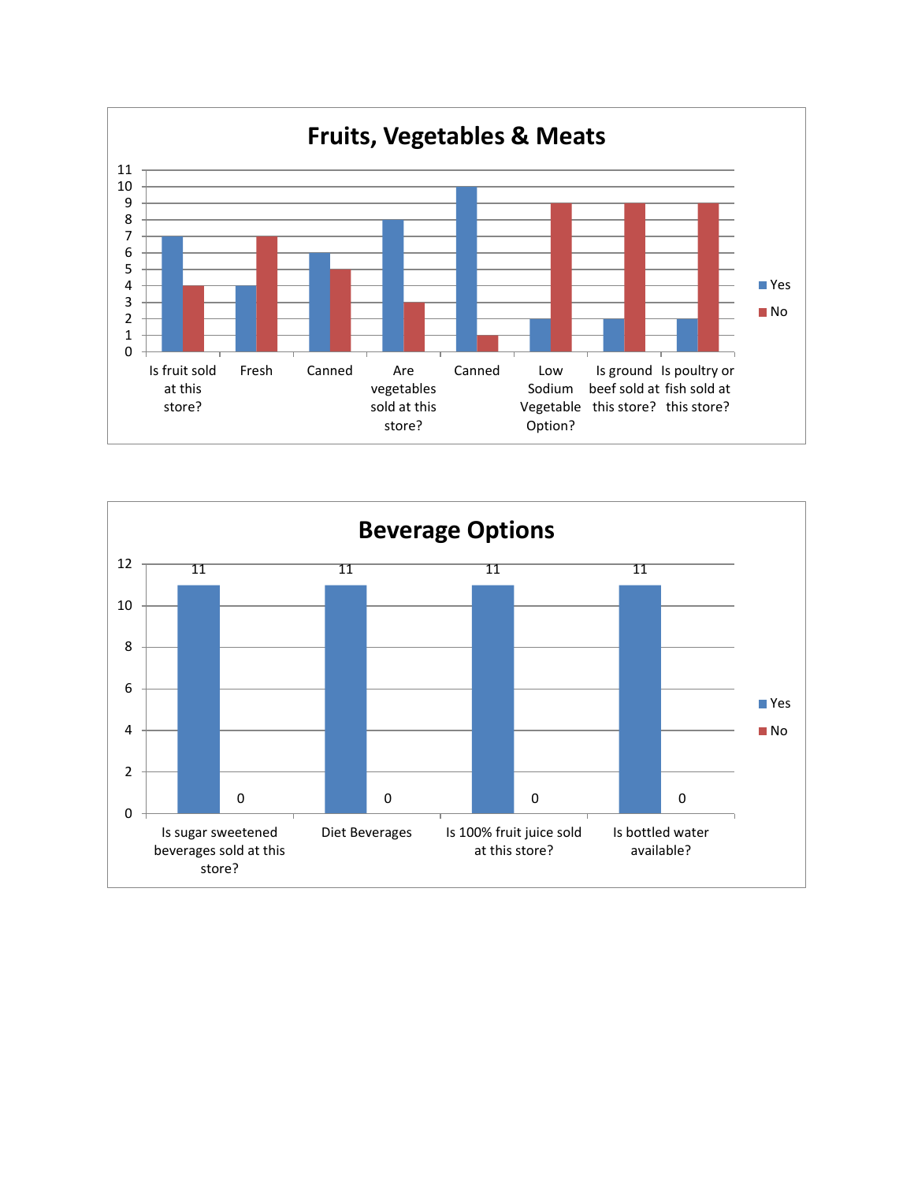## Fruits, Vegetables & Meats

| | Yes | No |
|---|---|---|
| Is fruit sold at this store? | 7 | 4 |
| Fresh | 4 | 7 |
| Canned | 6 | 5 |
| Are vegetables sold at this store? | 8 | 3 |
| Canned | 10 | 1 |
| Low Sodium Vegetable Option? | 2 | 9 |
| Is ground beef sold at this store? | 2 | 9 |
| Is poultry or fish sold at this store? | 2 | 9 |

## Beverage Options

| | Yes | No |
|---|---|---|
| Is sugar sweetened beverages sold at this store? | 11 | 0 |
| Diet Beverages | 11 | 0 |
| Is 100% fruit juice sold at this store? | 11 | 0 |
| Is bottled water available? | 11 | 0 |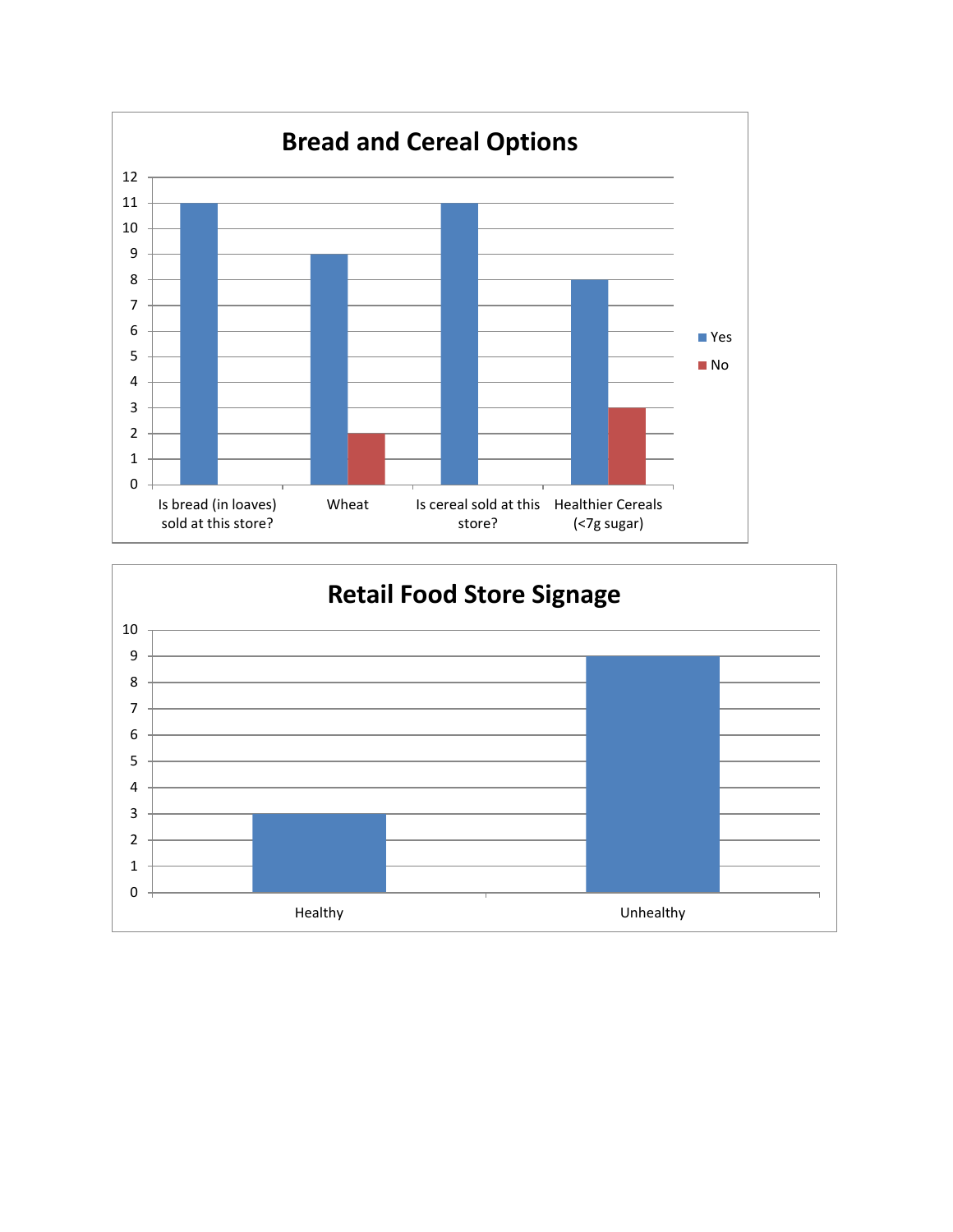## Bread and Cereal Options

| | Yes | No |
|---|---|---|
| Is bread (in loaves) sold at this store? | 11 | |
| Wheat | 9 | 2 |
| Is cereal sold at this store? | 11 | |
| Healthier Cereals (<7g sugar) | 8 | 3 |

## Retail Food Store Signage

| | Count |
|---|---|
| Healthy | 3 |
| Unhealthy | 9 |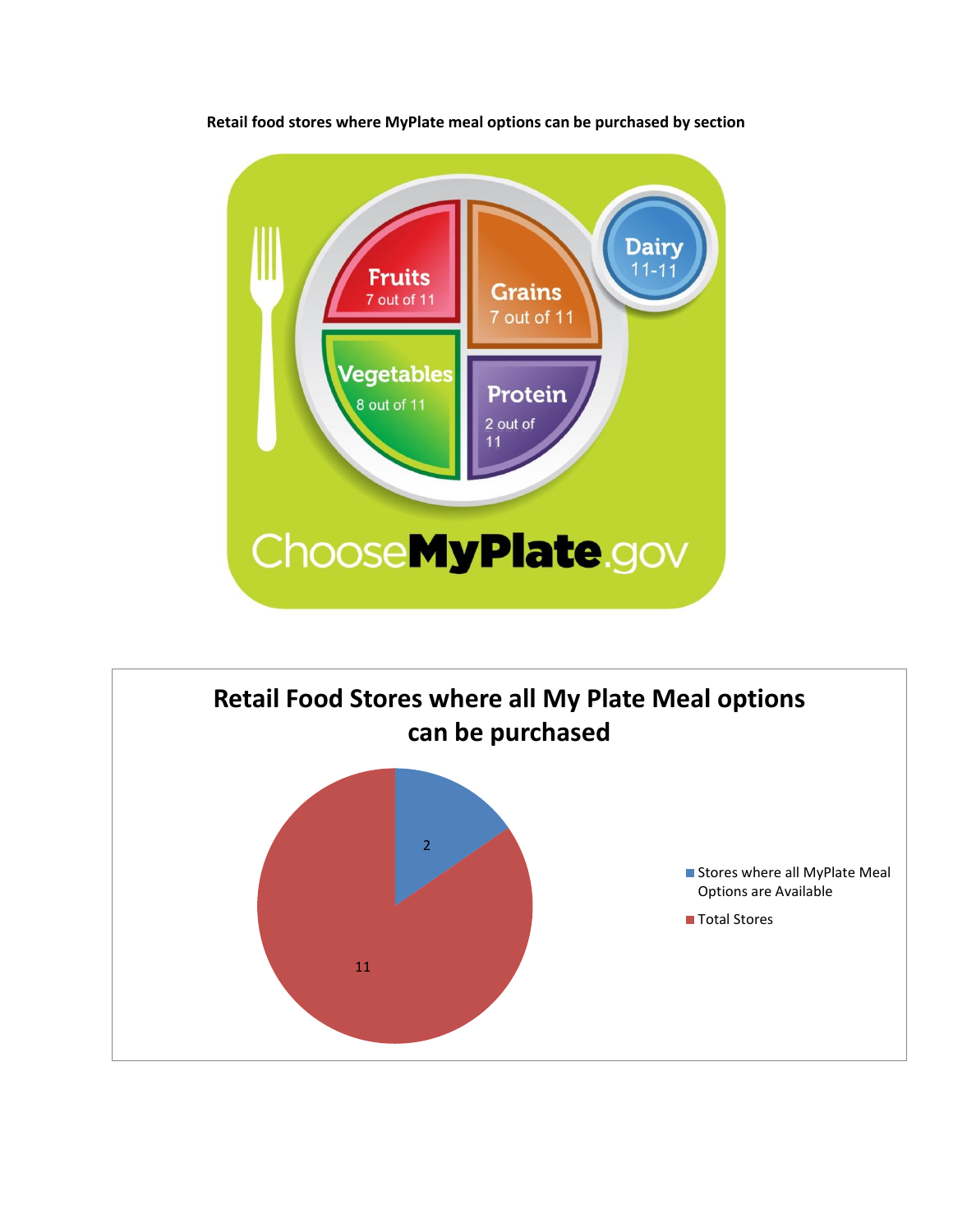**Retail food stores where MyPlate meal options can be purchased by section**

Fruits
7 out of 11

Grains
7 out of 11

Dairy
11-11

Vegetables
8 out of 11

Protein
2 out of 11

ChooseMyPlate.gov

**Retail Food Stores where all My Plate Meal options can be purchased**

| Category | Value |
| --- | --- |
| Stores where all MyPlate Meal Options are Available | 2 |
| Total Stores | 11 |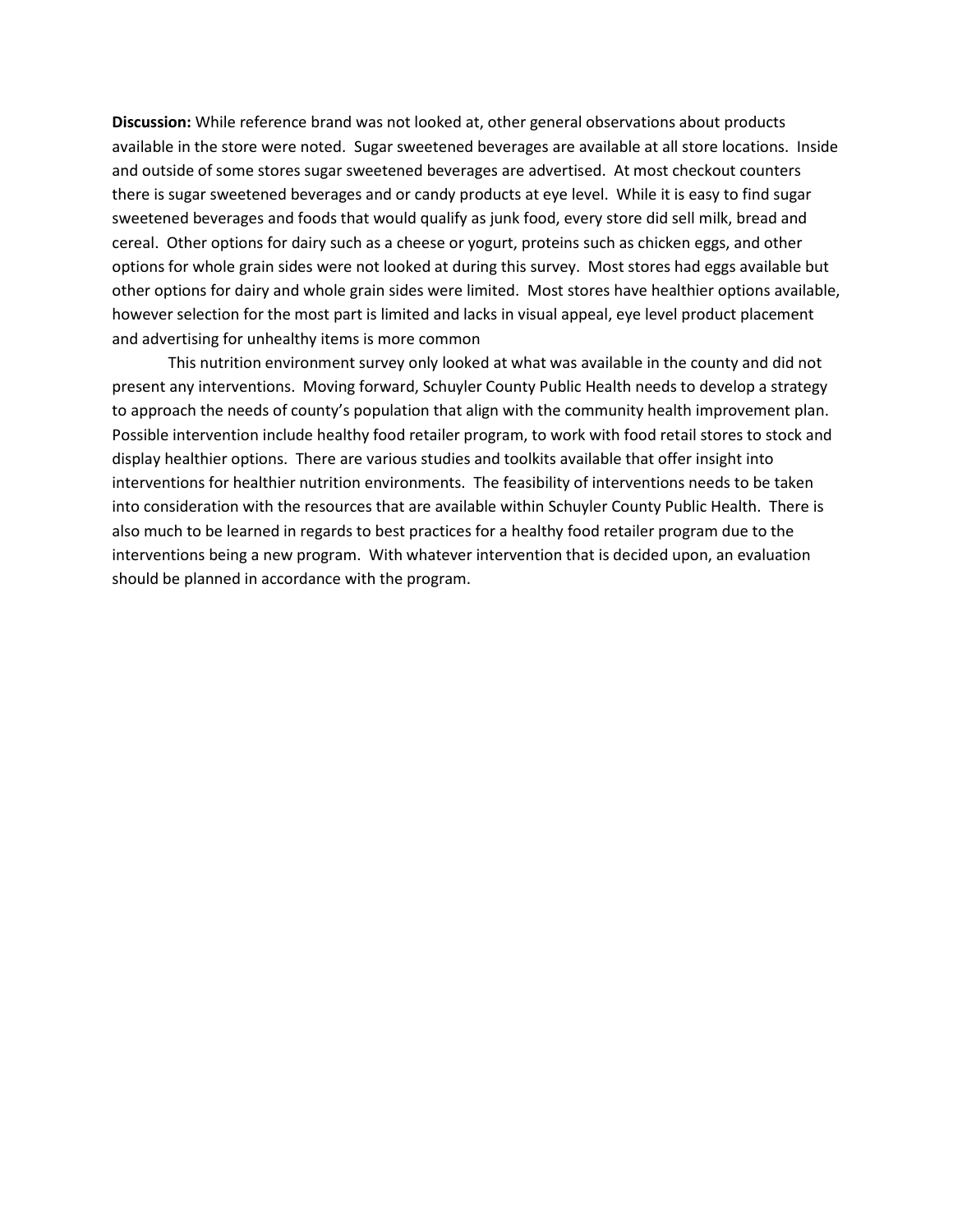**Discussion:** While reference brand was not looked at, other general observations about products available in the store were noted. Sugar sweetened beverages are available at all store locations. Inside and outside of some stores sugar sweetened beverages are advertised. At most checkout counters there is sugar sweetened beverages and or candy products at eye level. While it is easy to find sugar sweetened beverages and foods that would qualify as junk food, every store did sell milk, bread and cereal. Other options for dairy such as a cheese or yogurt, proteins such as chicken eggs, and other options for whole grain sides were not looked at during this survey. Most stores had eggs available but other options for dairy and whole grain sides were limited. Most stores have healthier options available, however selection for the most part is limited and lacks in visual appeal, eye level product placement and advertising for unhealthy items is more common

This nutrition environment survey only looked at what was available in the county and did not present any interventions. Moving forward, Schuyler County Public Health needs to develop a strategy to approach the needs of county's population that align with the community health improvement plan. Possible intervention include healthy food retailer program, to work with food retail stores to stock and display healthier options. There are various studies and toolkits available that offer insight into interventions for healthier nutrition environments. The feasibility of interventions needs to be taken into consideration with the resources that are available within Schuyler County Public Health. There is also much to be learned in regards to best practices for a healthy food retailer program due to the interventions being a new program. With whatever intervention that is decided upon, an evaluation should be planned in accordance with the program.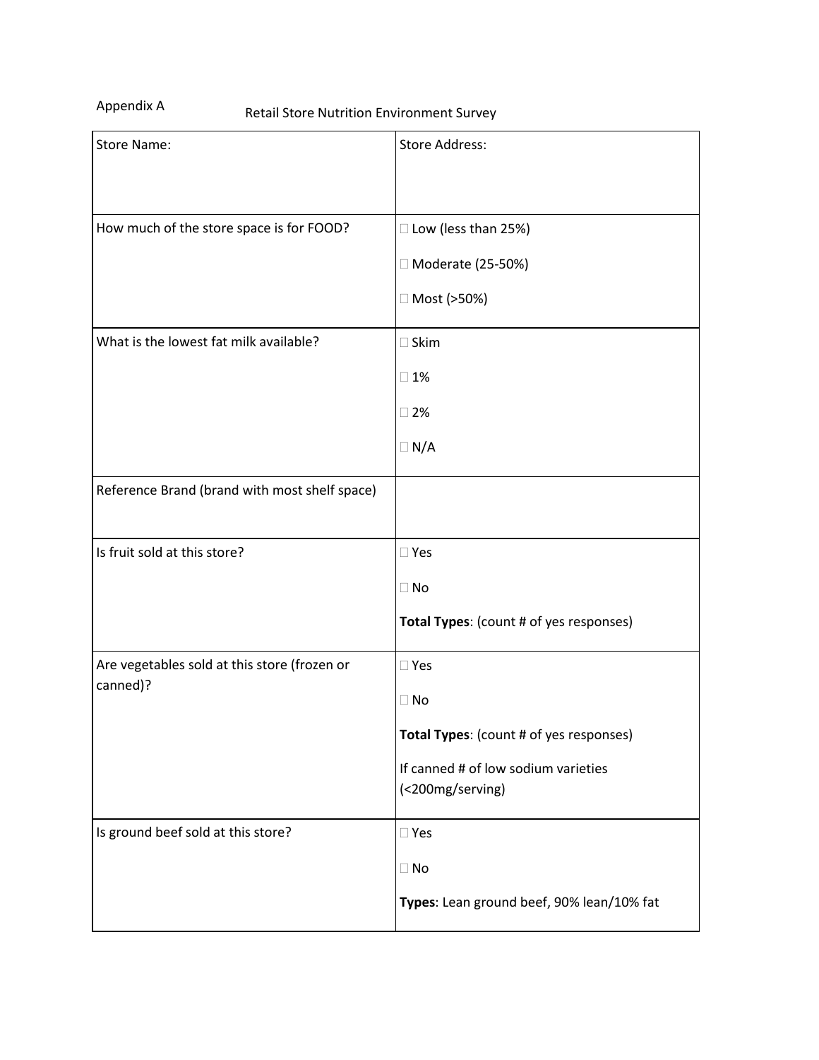Appendix A

Retail Store Nutrition Environment Survey

| Store Name: | Store Address: |
|---|---|
| How much of the store space is for FOOD? | ☐ Low (less than 25%)<br>☐ Moderate (25-50%)<br>☐ Most (>50%) |
| What is the lowest fat milk available? | ☐ Skim<br>☐ 1%<br>☐ 2%<br>☐ N/A |
| Reference Brand (brand with most shelf space) | |
| Is fruit sold at this store? | ☐ Yes<br>☐ No<br>**Total Types**: (count # of yes responses) |
| Are vegetables sold at this store (frozen or canned)? | ☐ Yes<br>☐ No<br>**Total Types**: (count # of yes responses)<br>If canned # of low sodium varieties (<200mg/serving) |
| Is ground beef sold at this store? | ☐ Yes<br>☐ No<br>**Types**: Lean ground beef, 90% lean/10% fat |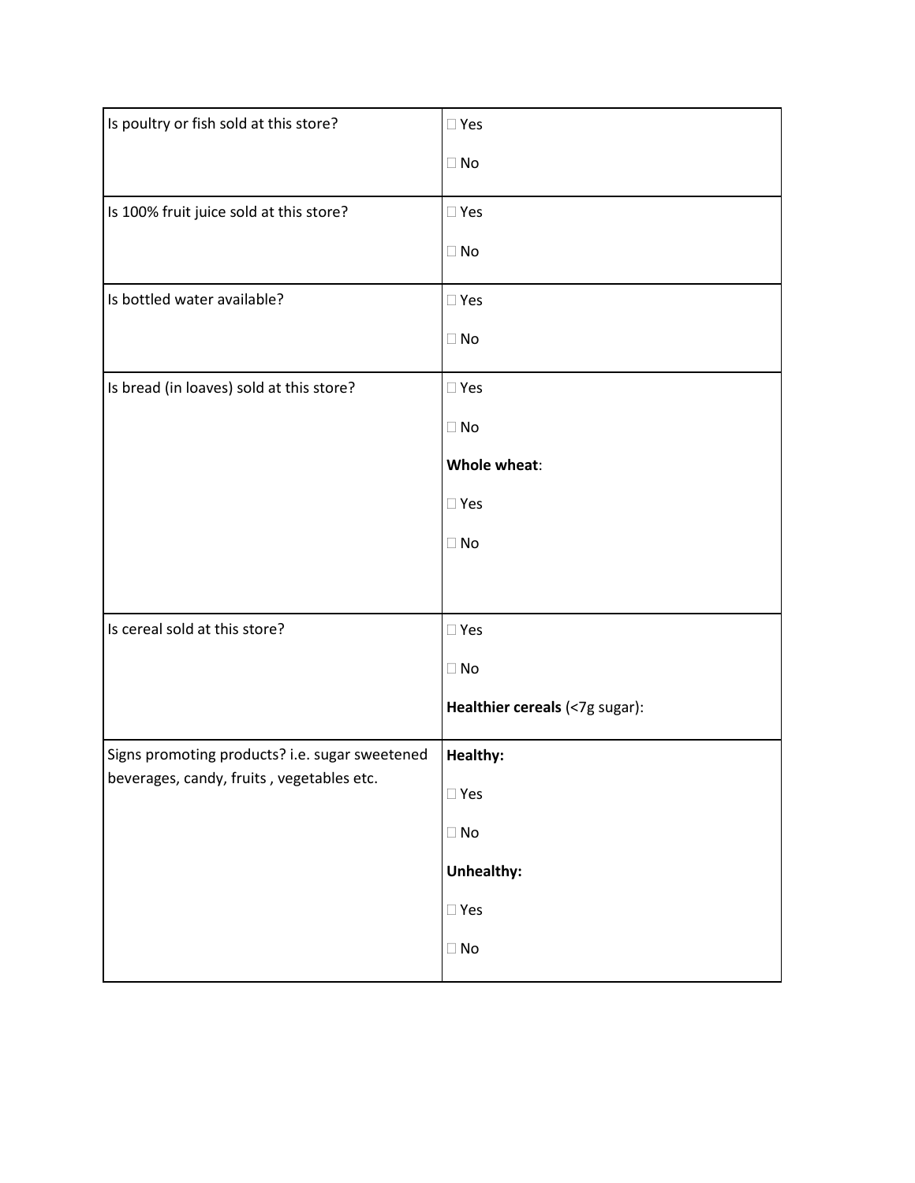| | |
|---|---|
| Is poultry or fish sold at this store? | □ Yes<br><br>□ No |
| Is 100% fruit juice sold at this store? | □ Yes<br><br>□ No |
| Is bottled water available? | □ Yes<br><br>□ No |
| Is bread (in loaves) sold at this store? | □ Yes<br><br>□ No<br><br>**Whole wheat**:<br><br>□ Yes<br><br>□ No |
| Is cereal sold at this store? | □ Yes<br><br>□ No<br><br>**Healthier cereals** (<7g sugar): |
| Signs promoting products? i.e. sugar sweetened beverages, candy, fruits , vegetables etc. | **Healthy:**<br><br>□ Yes<br><br>□ No<br><br>**Unhealthy:**<br><br>□ Yes<br><br>□ No |